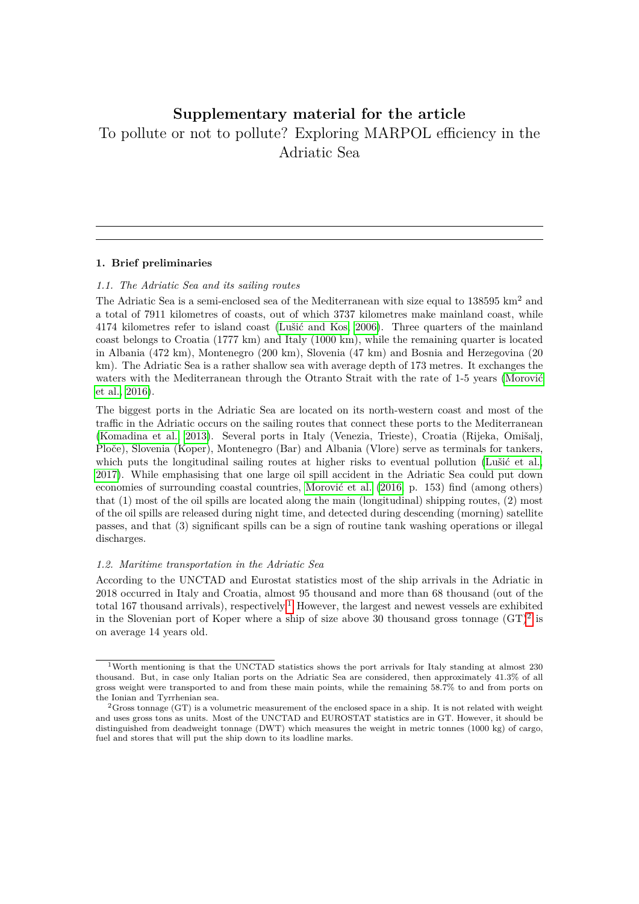# Supplementary material for the article

To pollute or not to pollute? Exploring MARPOL efficiency in the Adriatic Sea

---

## 1. Brief preliminaries

### *1.1. The Adriatic Sea and its sailing routes*

The Adriatic Sea is a semi-enclosed sea of the Mediterranean with size equal to 138595 km$^2$ and a total of 7911 kilometres of coasts, out of which 3737 kilometres make mainland coast, while 4174 kilometres refer to island coast (Lušić and Kos, 2006). Three quarters of the mainland coast belongs to Croatia (1777 km) and Italy (1000 km), while the remaining quarter is located in Albania (472 km), Montenegro (200 km), Slovenia (47 km) and Bosnia and Herzegovina (20 km). The Adriatic Sea is a rather shallow sea with average depth of 173 metres. It exchanges the waters with the Mediterranean through the Otranto Strait with the rate of 1-5 years (Morović et al., 2016).

The biggest ports in the Adriatic Sea are located on its north-western coast and most of the traffic in the Adriatic occurs on the sailing routes that connect these ports to the Mediterranean (Komadina et al., 2013). Several ports in Italy (Venezia, Trieste), Croatia (Rijeka, Omišalj, Ploče), Slovenia (Koper), Montenegro (Bar) and Albania (Vlore) serve as terminals for tankers, which puts the longitudinal sailing routes at higher risks to eventual pollution (Lušić et al., 2017). While emphasising that one large oil spill accident in the Adriatic Sea could put down economies of surrounding coastal countries, Morović et al. (2016, p. 153) find (among others) that (1) most of the oil spills are located along the main (longitudinal) shipping routes, (2) most of the oil spills are released during night time, and detected during descending (morning) satellite passes, and that (3) significant spills can be a sign of routine tank washing operations or illegal discharges.

### *1.2. Maritime transportation in the Adriatic Sea*

According to the UNCTAD and Eurostat statistics most of the ship arrivals in the Adriatic in 2018 occurred in Italy and Croatia, almost 95 thousand and more than 68 thousand (out of the total 167 thousand arrivals), respectively.[1] However, the largest and newest vessels are exhibited in the Slovenian port of Koper where a ship of size above 30 thousand gross tonnage (GT)[2] is on average 14 years old.

---

[1] Worth mentioning is that the UNCTAD statistics shows the port arrivals for Italy standing at almost 230 thousand. But, in case only Italian ports on the Adriatic Sea are considered, then approximately 41.3% of all gross weight were transported to and from these main points, while the remaining 58.7% to and from ports on the Ionian and Tyrrhenian sea.

[2] Gross tonnage (GT) is a volumetric measurement of the enclosed space in a ship. It is not related with weight and uses gross tons as units. Most of the UNCTAD and EUROSTAT statistics are in GT. However, it should be distinguished from deadweight tonnage (DWT) which measures the weight in metric tonnes (1000 kg) of cargo, fuel and stores that will put the ship down to its loadline marks.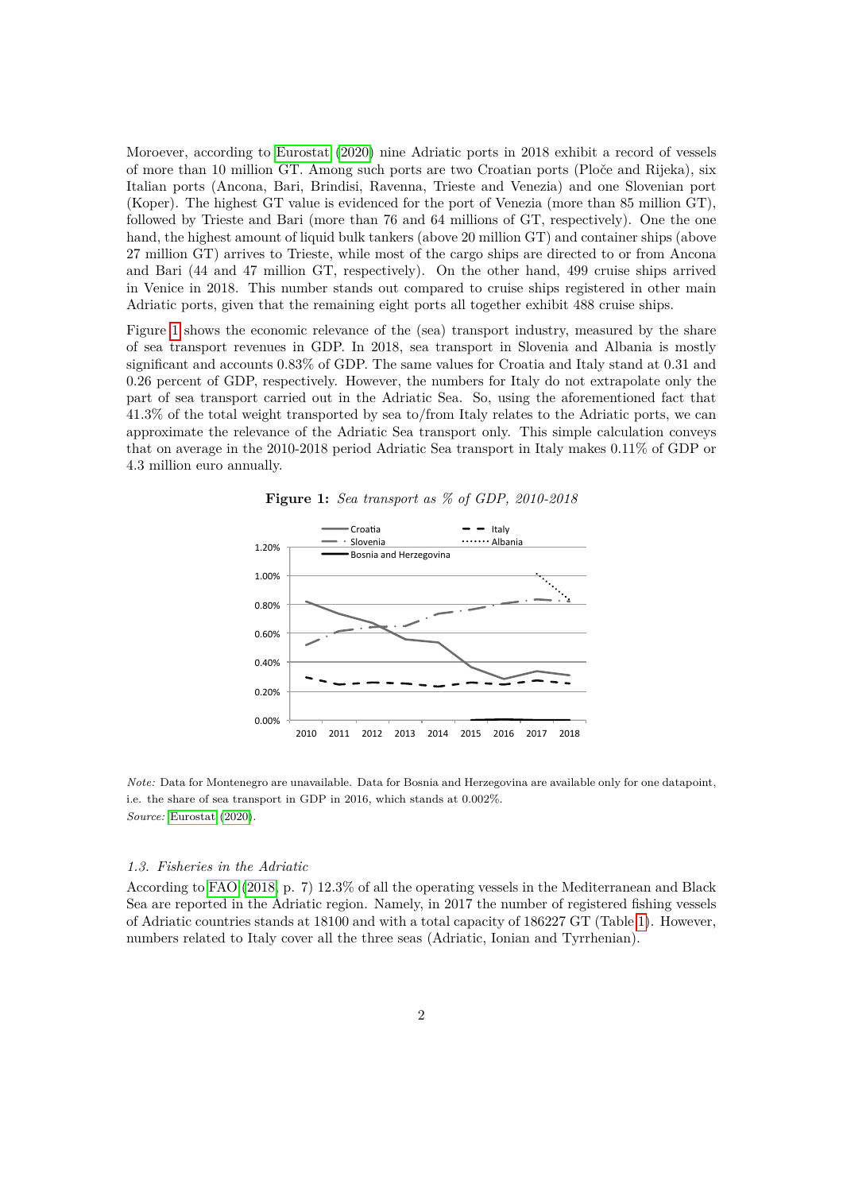Moroever, according to Eurostat (2020) nine Adriatic ports in 2018 exhibit a record of vessels of more than 10 million GT. Among such ports are two Croatian ports (Ploče and Rijeka), six Italian ports (Ancona, Bari, Brindisi, Ravenna, Trieste and Venezia) and one Slovenian port (Koper). The highest GT value is evidenced for the port of Venezia (more than 85 million GT), followed by Trieste and Bari (more than 76 and 64 millions of GT, respectively). One the one hand, the highest amount of liquid bulk tankers (above 20 million GT) and container ships (above 27 million GT) arrives to Trieste, while most of the cargo ships are directed to or from Ancona and Bari (44 and 47 million GT, respectively). On the other hand, 499 cruise ships arrived in Venice in 2018. This number stands out compared to cruise ships registered in other main Adriatic ports, given that the remaining eight ports all together exhibit 488 cruise ships.

Figure 1 shows the economic relevance of the (sea) transport industry, measured by the share of sea transport revenues in GDP. In 2018, sea transport in Slovenia and Albania is mostly significant and accounts 0.83% of GDP. The same values for Croatia and Italy stand at 0.31 and 0.26 percent of GDP, respectively. However, the numbers for Italy do not extrapolate only the part of sea transport carried out in the Adriatic Sea. So, using the aforementioned fact that 41.3% of the total weight transported by sea to/from Italy relates to the Adriatic ports, we can approximate the relevance of the Adriatic Sea transport only. This simple calculation conveys that on average in the 2010-2018 period Adriatic Sea transport in Italy makes 0.11% of GDP or 4.3 million euro annually.

**Figure 1:** *Sea transport as % of GDP, 2010-2018*

*Note:* Data for Montenegro are unavailable. Data for Bosnia and Herzegovina are available only for one datapoint, i.e. the share of sea transport in GDP in 2016, which stands at 0.002%.
*Source:* Eurostat (2020).

### 1.3. Fisheries in the Adriatic

According to FAO (2018, p. 7) 12.3% of all the operating vessels in the Mediterranean and Black Sea are reported in the Adriatic region. Namely, in 2017 the number of registered fishing vessels of Adriatic countries stands at 18100 and with a total capacity of 186227 GT (Table 1). However, numbers related to Italy cover all the three seas (Adriatic, Ionian and Tyrrhenian).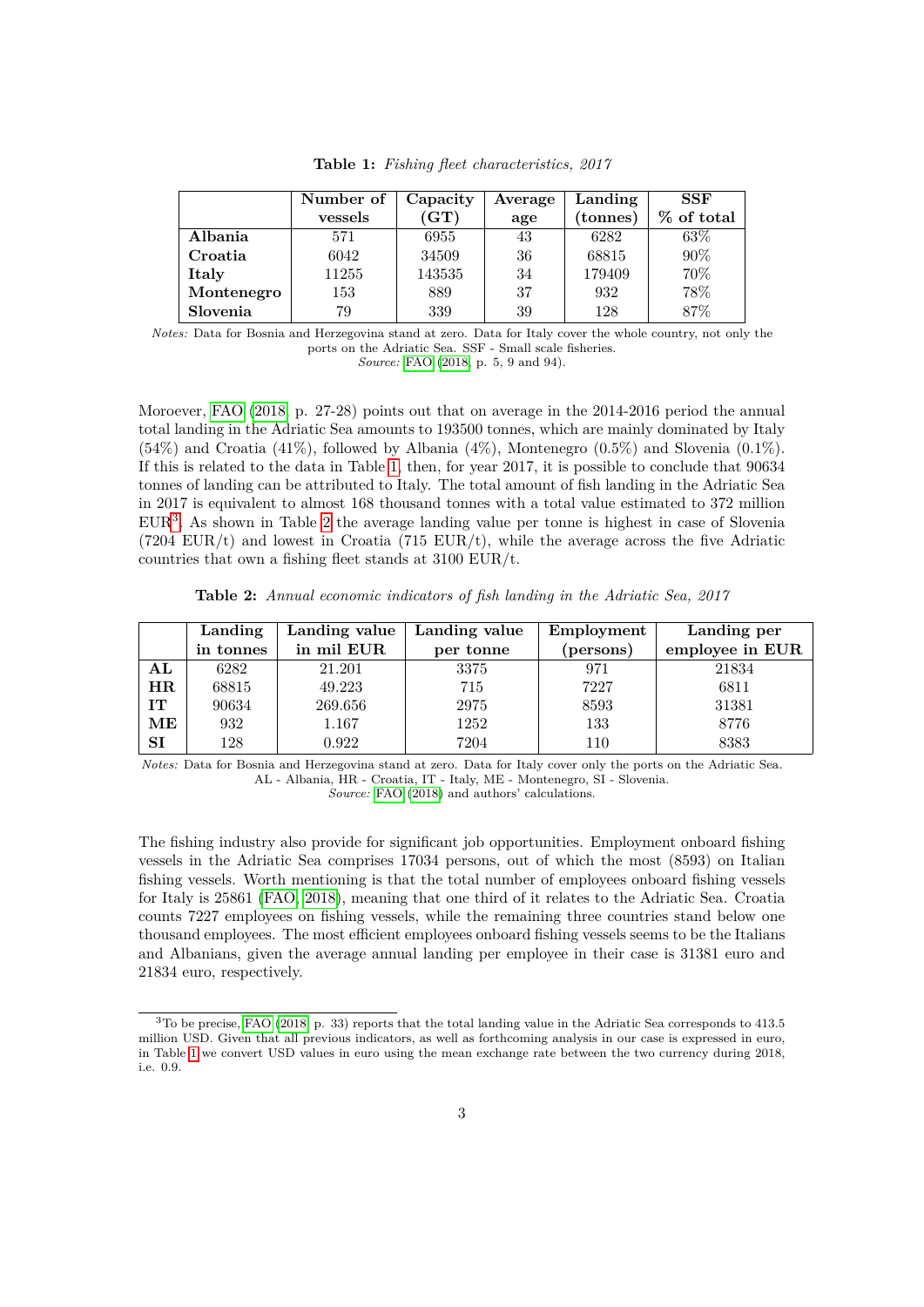**Table 1:** *Fishing fleet characteristics, 2017*

| | Number of vessels | Capacity (GT) | Average age | Landing (tonnes) | SSF % of total |
|---|---|---|---|---|---|
| **Albania** | 571 | 6955 | 43 | 6282 | 63% |
| **Croatia** | 6042 | 34509 | 36 | 68815 | 90% |
| **Italy** | 11255 | 143535 | 34 | 179409 | 70% |
| **Montenegro** | 153 | 889 | 37 | 932 | 78% |
| **Slovenia** | 79 | 339 | 39 | 128 | 87% |

*Notes:* Data for Bosnia and Herzegovina stand at zero. Data for Italy cover the whole country, not only the ports on the Adriatic Sea. SSF - Small scale fisheries.
*Source:* FAO (2018, p. 5, 9 and 94).

Moroever, FAO (2018, p. 27-28) points out that on average in the 2014-2016 period the annual total landing in the Adriatic Sea amounts to 193500 tonnes, which are mainly dominated by Italy (54%) and Croatia (41%), followed by Albania (4%), Montenegro (0.5%) and Slovenia (0.1%). If this is related to the data in Table 1, then, for year 2017, it is possible to conclude that 90634 tonnes of landing can be attributed to Italy. The total amount of fish landing in the Adriatic Sea in 2017 is equivalent to almost 168 thousand tonnes with a total value estimated to 372 million EUR[3]. As shown in Table 2 the average landing value per tonne is highest in case of Slovenia (7204 EUR/t) and lowest in Croatia (715 EUR/t), while the average across the five Adriatic countries that own a fishing fleet stands at 3100 EUR/t.

**Table 2:** *Annual economic indicators of fish landing in the Adriatic Sea, 2017*

| | Landing in tonnes | Landing value in mil EUR | Landing value per tonne | Employment (persons) | Landing per employee in EUR |
|---|---|---|---|---|---|
| **AL** | 6282 | 21.201 | 3375 | 971 | 21834 |
| **HR** | 68815 | 49.223 | 715 | 7227 | 6811 |
| **IT** | 90634 | 269.656 | 2975 | 8593 | 31381 |
| **ME** | 932 | 1.167 | 1252 | 133 | 8776 |
| **SI** | 128 | 0.922 | 7204 | 110 | 8383 |

*Notes:* Data for Bosnia and Herzegovina stand at zero. Data for Italy cover only the ports on the Adriatic Sea. AL - Albania, HR - Croatia, IT - Italy, ME - Montenegro, SI - Slovenia.
*Source:* FAO (2018) and authors' calculations.

The fishing industry also provide for significant job opportunities. Employment onboard fishing vessels in the Adriatic Sea comprises 17034 persons, out of which the most (8593) on Italian fishing vessels. Worth mentioning is that the total number of employees onboard fishing vessels for Italy is 25861 (FAO, 2018), meaning that one third of it relates to the Adriatic Sea. Croatia counts 7227 employees on fishing vessels, while the remaining three countries stand below one thousand employees. The most efficient employees onboard fishing vessels seems to be the Italians and Albanians, given the average annual landing per employee in their case is 31381 euro and 21834 euro, respectively.

[3] To be precise, FAO (2018, p. 33) reports that the total landing value in the Adriatic Sea corresponds to 413.5 million USD. Given that all previous indicators, as well as forthcoming analysis in our case is expressed in euro, in Table 1 we convert USD values in euro using the mean exchange rate between the two currency during 2018, i.e. 0.9.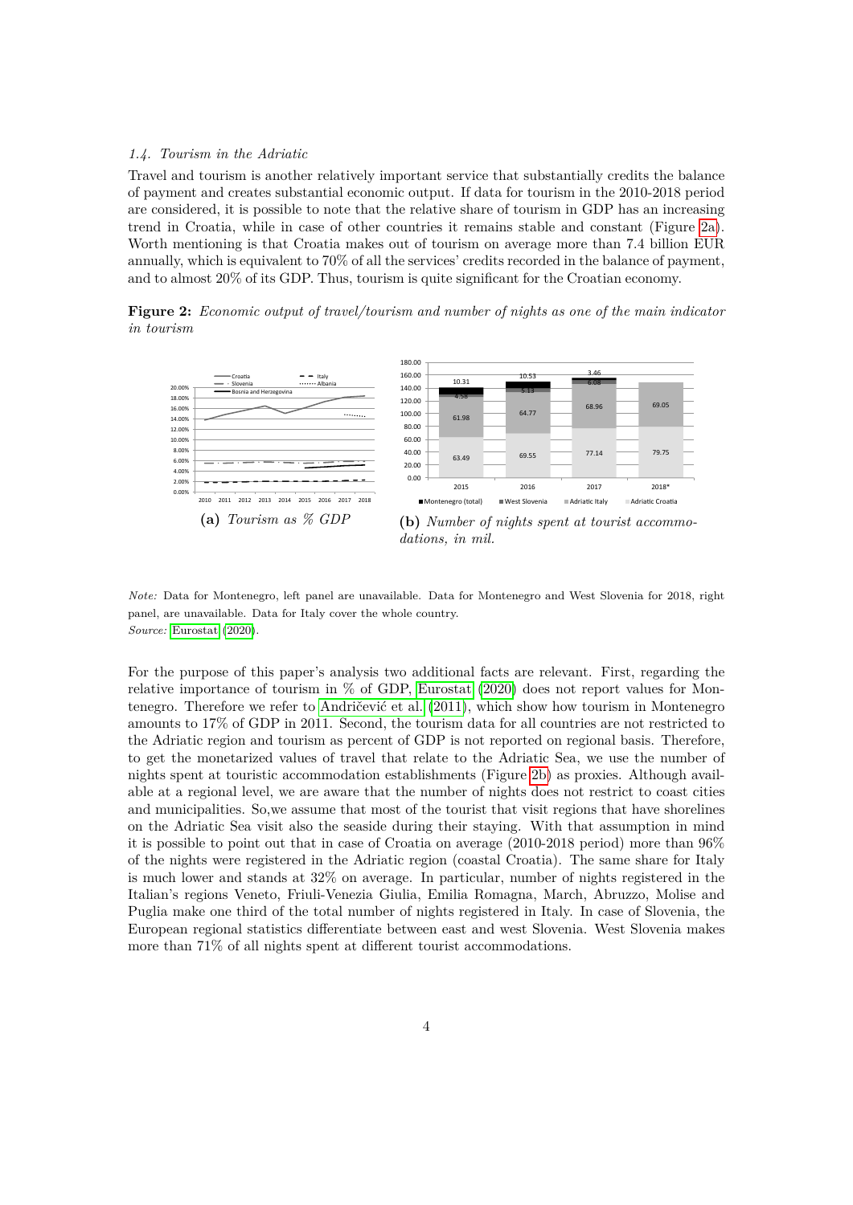### 1.4. Tourism in the Adriatic

Travel and tourism is another relatively important service that substantially credits the balance of payment and creates substantial economic output. If data for tourism in the 2010-2018 period are considered, it is possible to note that the relative share of tourism in GDP has an increasing trend in Croatia, while in case of other countries it remains stable and constant (Figure 2a). Worth mentioning is that Croatia makes out of tourism on average more than 7.4 billion EUR annually, which is equivalent to 70% of all the services' credits recorded in the balance of payment, and to almost 20% of its GDP. Thus, tourism is quite significant for the Croatian economy.

**Figure 2:** *Economic output of travel/tourism and number of nights as one of the main indicator in tourism*

**(a)** *Tourism as % GDP*

**(b)** *Number of nights spent at tourist accommodations, in mil.*

*Note:* Data for Montenegro, left panel are unavailable. Data for Montenegro and West Slovenia for 2018, right panel, are unavailable. Data for Italy cover the whole country.
*Source:* Eurostat (2020).

For the purpose of this paper's analysis two additional facts are relevant. First, regarding the relative importance of tourism in % of GDP, Eurostat (2020) does not report values for Montenegro. Therefore we refer to Andričević et al. (2011), which show how tourism in Montenegro amounts to 17% of GDP in 2011. Second, the tourism data for all countries are not restricted to the Adriatic region and tourism as percent of GDP is not reported on regional basis. Therefore, to get the monetarized values of travel that relate to the Adriatic Sea, we use the number of nights spent at touristic accommodation establishments (Figure 2b) as proxies. Although available at a regional level, we are aware that the number of nights does not restrict to coast cities and municipalities. So,we assume that most of the tourist that visit regions that have shorelines on the Adriatic Sea visit also the seaside during their staying. With that assumption in mind it is possible to point out that in case of Croatia on average (2010-2018 period) more than 96% of the nights were registered in the Adriatic region (coastal Croatia). The same share for Italy is much lower and stands at 32% on average. In particular, number of nights registered in the Italian's regions Veneto, Friuli-Venezia Giulia, Emilia Romagna, March, Abruzzo, Molise and Puglia make one third of the total number of nights registered in Italy. In case of Slovenia, the European regional statistics differentiate between east and west Slovenia. West Slovenia makes more than 71% of all nights spent at different tourist accommodations.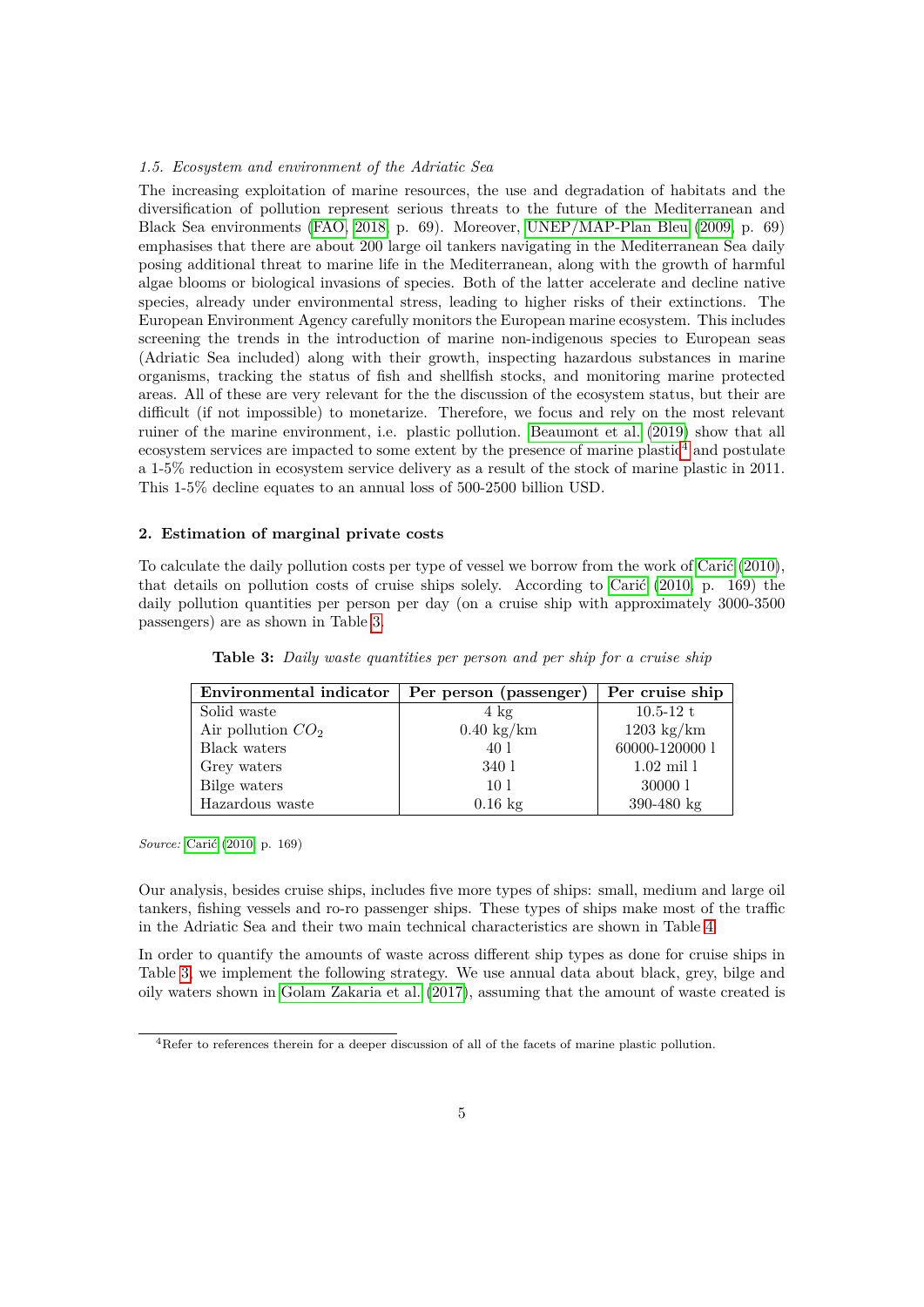*1.5. Ecosystem and environment of the Adriatic Sea*

The increasing exploitation of marine resources, the use and degradation of habitats and the diversification of pollution represent serious threats to the future of the Mediterranean and Black Sea environments (FAO, 2018, p. 69). Moreover, UNEP/MAP-Plan Bleu (2009, p. 69) emphasises that there are about 200 large oil tankers navigating in the Mediterranean Sea daily posing additional threat to marine life in the Mediterranean, along with the growth of harmful algae blooms or biological invasions of species. Both of the latter accelerate and decline native species, already under environmental stress, leading to higher risks of their extinctions. The European Environment Agency carefully monitors the European marine ecosystem. This includes screening the trends in the introduction of marine non-indigenous species to European seas (Adriatic Sea included) along with their growth, inspecting hazardous substances in marine organisms, tracking the status of fish and shellfish stocks, and monitoring marine protected areas. All of these are very relevant for the the discussion of the ecosystem status, but their are difficult (if not impossible) to monetarize. Therefore, we focus and rely on the most relevant ruiner of the marine environment, i.e. plastic pollution. Beaumont et al. (2019) show that all ecosystem services are impacted to some extent by the presence of marine plastic[4] and postulate a 1-5% reduction in ecosystem service delivery as a result of the stock of marine plastic in 2011. This 1-5% decline equates to an annual loss of 500-2500 billion USD.

## 2. Estimation of marginal private costs

To calculate the daily pollution costs per type of vessel we borrow from the work of Carić (2010), that details on pollution costs of cruise ships solely. According to Carić (2010, p. 169) the daily pollution quantities per person per day (on a cruise ship with approximately 3000-3500 passengers) are as shown in Table 3.

**Table 3:** *Daily waste quantities per person and per ship for a cruise ship*

| Environmental indicator | Per person (passenger) | Per cruise ship |
|---|---|---|
| Solid waste | 4 kg | 10.5-12 t |
| Air pollution $CO_2$ | 0.40 kg/km | 1203 kg/km |
| Black waters | 40 l | 60000-120000 l |
| Grey waters | 340 l | 1.02 mil l |
| Bilge waters | 10 l | 30000 l |
| Hazardous waste | 0.16 kg | 390-480 kg |

*Source:* Carić (2010, p. 169)

Our analysis, besides cruise ships, includes five more types of ships: small, medium and large oil tankers, fishing vessels and ro-ro passenger ships. These types of ships make most of the traffic in the Adriatic Sea and their two main technical characteristics are shown in Table 4.

In order to quantify the amounts of waste across different ship types as done for cruise ships in Table 3, we implement the following strategy. We use annual data about black, grey, bilge and oily waters shown in Golam Zakaria et al. (2017), assuming that the amount of waste created is

[4] Refer to references therein for a deeper discussion of all of the facets of marine plastic pollution.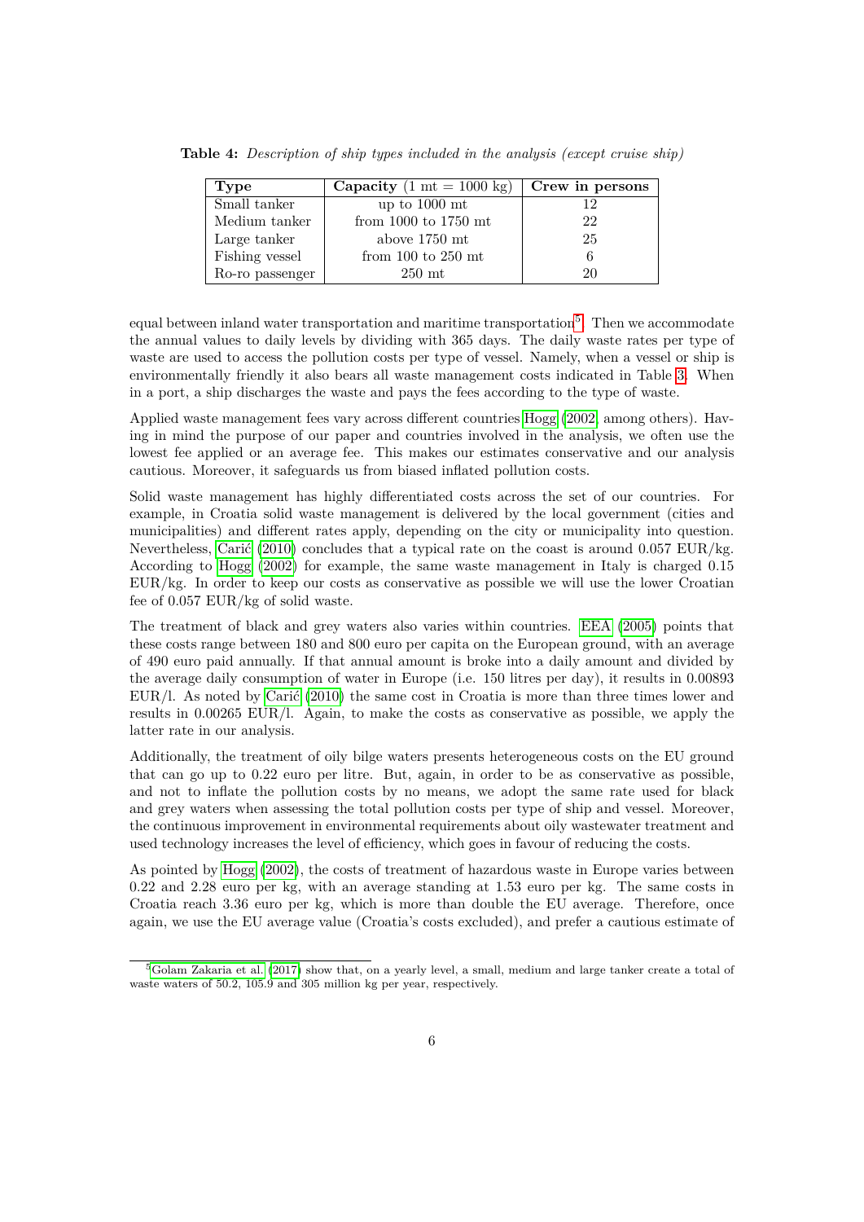**Table 4:** *Description of ship types included in the analysis (except cruise ship)*

| **Type** | **Capacity** (1 mt = 1000 kg) | **Crew in persons** |
|---|---|---|
| Small tanker | up to 1000 mt | 12 |
| Medium tanker | from 1000 to 1750 mt | 22 |
| Large tanker | above 1750 mt | 25 |
| Fishing vessel | from 100 to 250 mt | 6 |
| Ro-ro passenger | 250 mt | 20 |

equal between inland water transportation and maritime transportation[5]. Then we accommodate the annual values to daily levels by dividing with 365 days. The daily waste rates per type of waste are used to access the pollution costs per type of vessel. Namely, when a vessel or ship is environmentally friendly it also bears all waste management costs indicated in Table 3. When in a port, a ship discharges the waste and pays the fees according to the type of waste.

Applied waste management fees vary across different countries Hogg (2002, among others). Having in mind the purpose of our paper and countries involved in the analysis, we often use the lowest fee applied or an average fee. This makes our estimates conservative and our analysis cautious. Moreover, it safeguards us from biased inflated pollution costs.

Solid waste management has highly differentiated costs across the set of our countries. For example, in Croatia solid waste management is delivered by the local government (cities and municipalities) and different rates apply, depending on the city or municipality into question. Nevertheless, Carić (2010) concludes that a typical rate on the coast is around 0.057 EUR/kg. According to Hogg (2002) for example, the same waste management in Italy is charged 0.15 EUR/kg. In order to keep our costs as conservative as possible we will use the lower Croatian fee of 0.057 EUR/kg of solid waste.

The treatment of black and grey waters also varies within countries. EEA (2005) points that these costs range between 180 and 800 euro per capita on the European ground, with an average of 490 euro paid annually. If that annual amount is broke into a daily amount and divided by the average daily consumption of water in Europe (i.e. 150 litres per day), it results in 0.00893 EUR/l. As noted by Carić (2010) the same cost in Croatia is more than three times lower and results in 0.00265 EUR/l. Again, to make the costs as conservative as possible, we apply the latter rate in our analysis.

Additionally, the treatment of oily bilge waters presents heterogeneous costs on the EU ground that can go up to 0.22 euro per litre. But, again, in order to be as conservative as possible, and not to inflate the pollution costs by no means, we adopt the same rate used for black and grey waters when assessing the total pollution costs per type of ship and vessel. Moreover, the continuous improvement in environmental requirements about oily wastewater treatment and used technology increases the level of efficiency, which goes in favour of reducing the costs.

As pointed by Hogg (2002), the costs of treatment of hazardous waste in Europe varies between 0.22 and 2.28 euro per kg, with an average standing at 1.53 euro per kg. The same costs in Croatia reach 3.36 euro per kg, which is more than double the EU average. Therefore, once again, we use the EU average value (Croatia's costs excluded), and prefer a cautious estimate of

[5] Golam Zakaria et al. (2017) show that, on a yearly level, a small, medium and large tanker create a total of waste waters of 50.2, 105.9 and 305 million kg per year, respectively.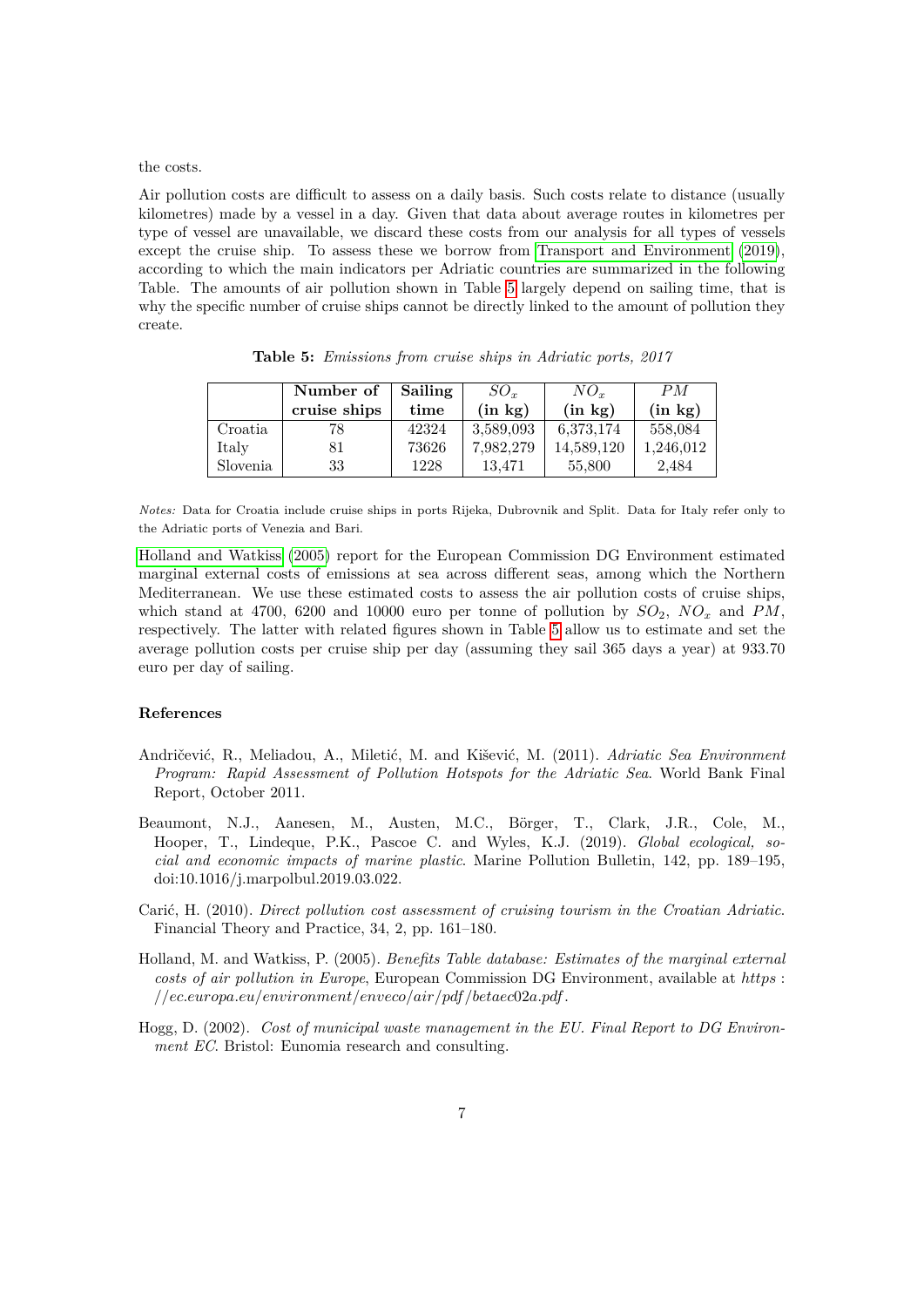the costs.

Air pollution costs are difficult to assess on a daily basis. Such costs relate to distance (usually kilometres) made by a vessel in a day. Given that data about average routes in kilometres per type of vessel are unavailable, we discard these costs from our analysis for all types of vessels except the cruise ship. To assess these we borrow from Transport and Environment (2019), according to which the main indicators per Adriatic countries are summarized in the following Table. The amounts of air pollution shown in Table 5 largely depend on sailing time, that is why the specific number of cruise ships cannot be directly linked to the amount of pollution they create.

**Table 5:** *Emissions from cruise ships in Adriatic ports, 2017*

| | **Number of cruise ships** | **Sailing time** | $SO_x$ **(in kg)** | $NO_x$ **(in kg)** | $PM$ **(in kg)** |
|---|---|---|---|---|---|
| Croatia | 78 | 42324 | 3,589,093 | 6,373,174 | 558,084 |
| Italy | 81 | 73626 | 7,982,279 | 14,589,120 | 1,246,012 |
| Slovenia | 33 | 1228 | 13,471 | 55,800 | 2,484 |

*Notes:* Data for Croatia include cruise ships in ports Rijeka, Dubrovnik and Split. Data for Italy refer only to the Adriatic ports of Venezia and Bari.

Holland and Watkiss (2005) report for the European Commission DG Environment estimated marginal external costs of emissions at sea across different seas, among which the Northern Mediterranean. We use these estimated costs to assess the air pollution costs of cruise ships, which stand at 4700, 6200 and 10000 euro per tonne of pollution by $SO_2$, $NO_x$ and $PM$, respectively. The latter with related figures shown in Table 5 allow us to estimate and set the average pollution costs per cruise ship per day (assuming they sail 365 days a year) at 933.70 euro per day of sailing.

### References

Andričević, R., Meliadou, A., Miletić, M. and Kišević, M. (2011). *Adriatic Sea Environment Program: Rapid Assessment of Pollution Hotspots for the Adriatic Sea*. World Bank Final Report, October 2011.

Beaumont, N.J., Aanesen, M., Austen, M.C., Börger, T., Clark, J.R., Cole, M., Hooper, T., Lindeque, P.K., Pascoe C. and Wyles, K.J. (2019). *Global ecological, social and economic impacts of marine plastic*. Marine Pollution Bulletin, 142, pp. 189–195, doi:10.1016/j.marpolbul.2019.03.022.

Carić, H. (2010). *Direct pollution cost assessment of cruising tourism in the Croatian Adriatic*. Financial Theory and Practice, 34, 2, pp. 161–180.

Holland, M. and Watkiss, P. (2005). *Benefits Table database: Estimates of the marginal external costs of air pollution in Europe*, European Commission DG Environment, available at *https://ec.europa.eu/environment/enveco/air/pdf/betaec02a.pdf*.

Hogg, D. (2002). *Cost of municipal waste management in the EU. Final Report to DG Environment EC*. Bristol: Eunomia research and consulting.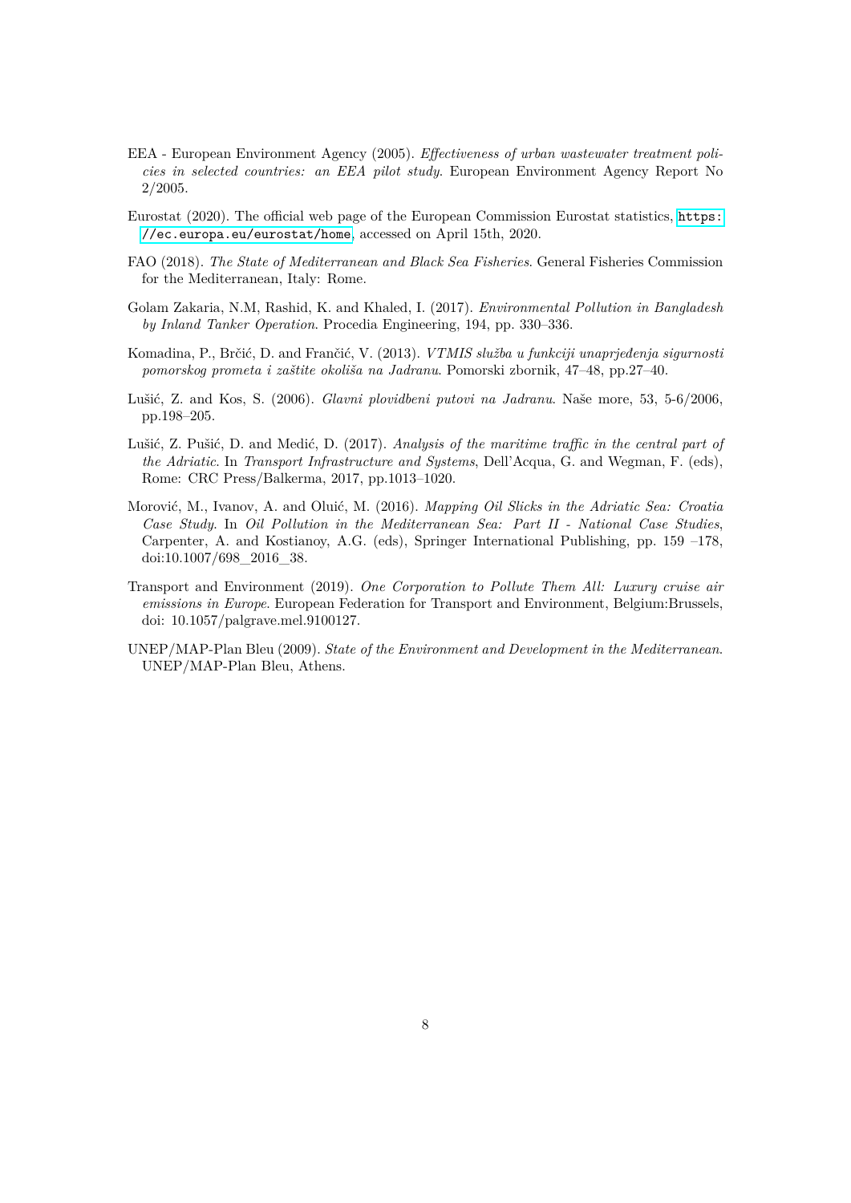EEA - European Environment Agency (2005). *Effectiveness of urban wastewater treatment policies in selected countries: an EEA pilot study*. European Environment Agency Report No 2/2005.

Eurostat (2020). The official web page of the European Commission Eurostat statistics, https://ec.europa.eu/eurostat/home, accessed on April 15th, 2020.

FAO (2018). *The State of Mediterranean and Black Sea Fisheries*. General Fisheries Commission for the Mediterranean, Italy: Rome.

Golam Zakaria, N.M, Rashid, K. and Khaled, I. (2017). *Environmental Pollution in Bangladesh by Inland Tanker Operation*. Procedia Engineering, 194, pp. 330–336.

Komadina, P., Brčić, D. and Frančić, V. (2013). *VTMIS služba u funkciji unaprjeđenja sigurnosti pomorskog prometa i zaštite okoliša na Jadranu*. Pomorski zbornik, 47–48, pp.27–40.

Lušić, Z. and Kos, S. (2006). *Glavni plovidbeni putovi na Jadranu*. Naše more, 53, 5-6/2006, pp.198–205.

Lušić, Z. Pušić, D. and Medić, D. (2017). *Analysis of the maritime traffic in the central part of the Adriatic*. In *Transport Infrastructure and Systems*, Dell'Acqua, G. and Wegman, F. (eds), Rome: CRC Press/Balkerma, 2017, pp.1013–1020.

Morović, M., Ivanov, A. and Oluić, M. (2016). *Mapping Oil Slicks in the Adriatic Sea: Croatia Case Study*. In *Oil Pollution in the Mediterranean Sea: Part II - National Case Studies*, Carpenter, A. and Kostianoy, A.G. (eds), Springer International Publishing, pp. 159 –178, doi:10.1007/698_2016_38.

Transport and Environment (2019). *One Corporation to Pollute Them All: Luxury cruise air emissions in Europe*. European Federation for Transport and Environment, Belgium:Brussels, doi: 10.1057/palgrave.mel.9100127.

UNEP/MAP-Plan Bleu (2009). *State of the Environment and Development in the Mediterranean*. UNEP/MAP-Plan Bleu, Athens.